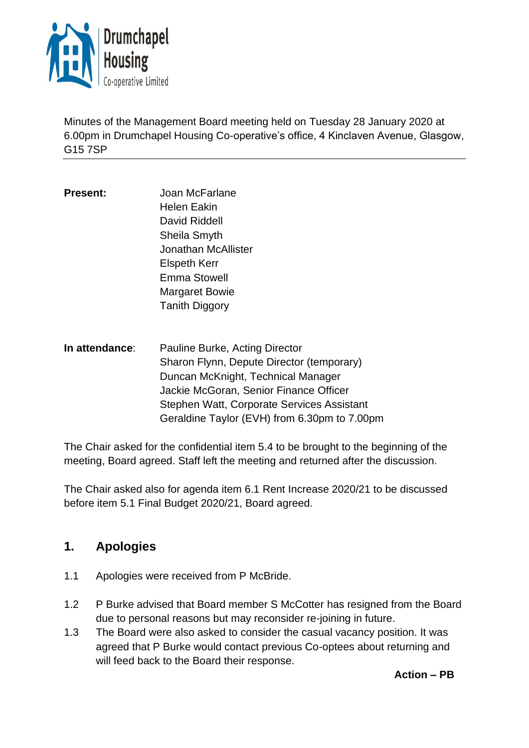Drumchapel Housing Co-operative Limited

Minutes of the Management Board meeting held on Tuesday 28 January 2020 at 6.00pm in Drumchapel Housing Co-operative's office, 4 Kinclaven Avenue, Glasgow, G15 7SP

---

**Present:**

Joan McFarlane
Helen Eakin
David Riddell
Sheila Smyth
Jonathan McAllister
Elspeth Kerr
Emma Stowell
Margaret Bowie
Tanith Diggory

**In attendance**:

Pauline Burke, Acting Director
Sharon Flynn, Depute Director (temporary)
Duncan McKnight, Technical Manager
Jackie McGoran, Senior Finance Officer
Stephen Watt, Corporate Services Assistant
Geraldine Taylor (EVH) from 6.30pm to 7.00pm

The Chair asked for the confidential item 5.4 to be brought to the beginning of the meeting, Board agreed. Staff left the meeting and returned after the discussion.

The Chair asked also for agenda item 6.1 Rent Increase 2020/21 to be discussed before item 5.1 Final Budget 2020/21, Board agreed.

## 1. Apologies

1.1 Apologies were received from P McBride.

1.2 P Burke advised that Board member S McCotter has resigned from the Board due to personal reasons but may reconsider re-joining in future.

1.3 The Board were also asked to consider the casual vacancy position. It was agreed that P Burke would contact previous Co-optees about returning and will feed back to the Board their response.

**Action – PB**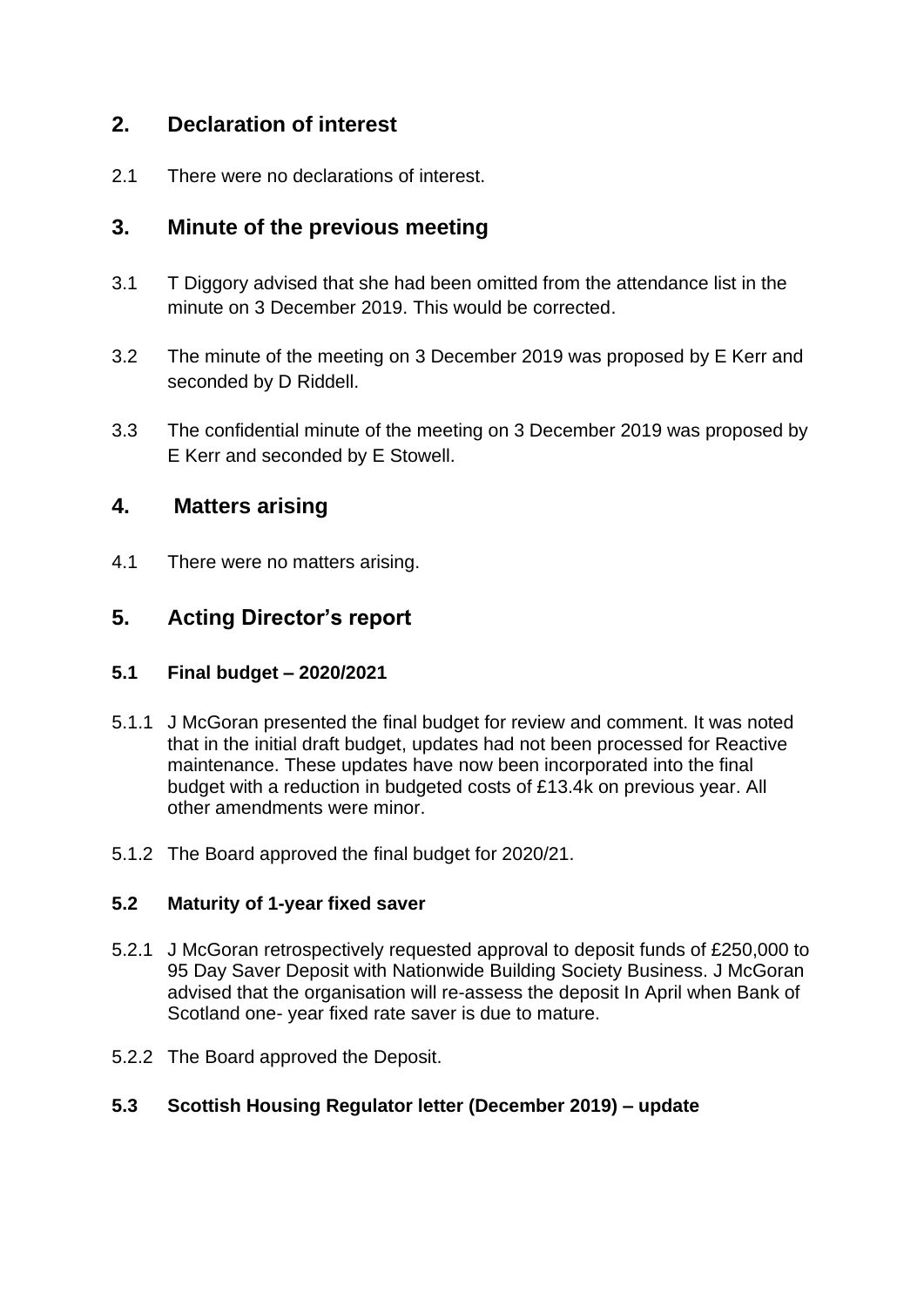## 2. Declaration of interest

2.1 There were no declarations of interest.

## 3. Minute of the previous meeting

3.1 T Diggory advised that she had been omitted from the attendance list in the minute on 3 December 2019. This would be corrected.

3.2 The minute of the meeting on 3 December 2019 was proposed by E Kerr and seconded by D Riddell.

3.3 The confidential minute of the meeting on 3 December 2019 was proposed by E Kerr and seconded by E Stowell.

## 4. Matters arising

4.1 There were no matters arising.

## 5. Acting Director's report

### 5.1 Final budget – 2020/2021

5.1.1 J McGoran presented the final budget for review and comment. It was noted that in the initial draft budget, updates had not been processed for Reactive maintenance. These updates have now been incorporated into the final budget with a reduction in budgeted costs of £13.4k on previous year. All other amendments were minor.

5.1.2 The Board approved the final budget for 2020/21.

### 5.2 Maturity of 1-year fixed saver

5.2.1 J McGoran retrospectively requested approval to deposit funds of £250,000 to 95 Day Saver Deposit with Nationwide Building Society Business. J McGoran advised that the organisation will re-assess the deposit In April when Bank of Scotland one- year fixed rate saver is due to mature.

5.2.2 The Board approved the Deposit.

### 5.3 Scottish Housing Regulator letter (December 2019) – update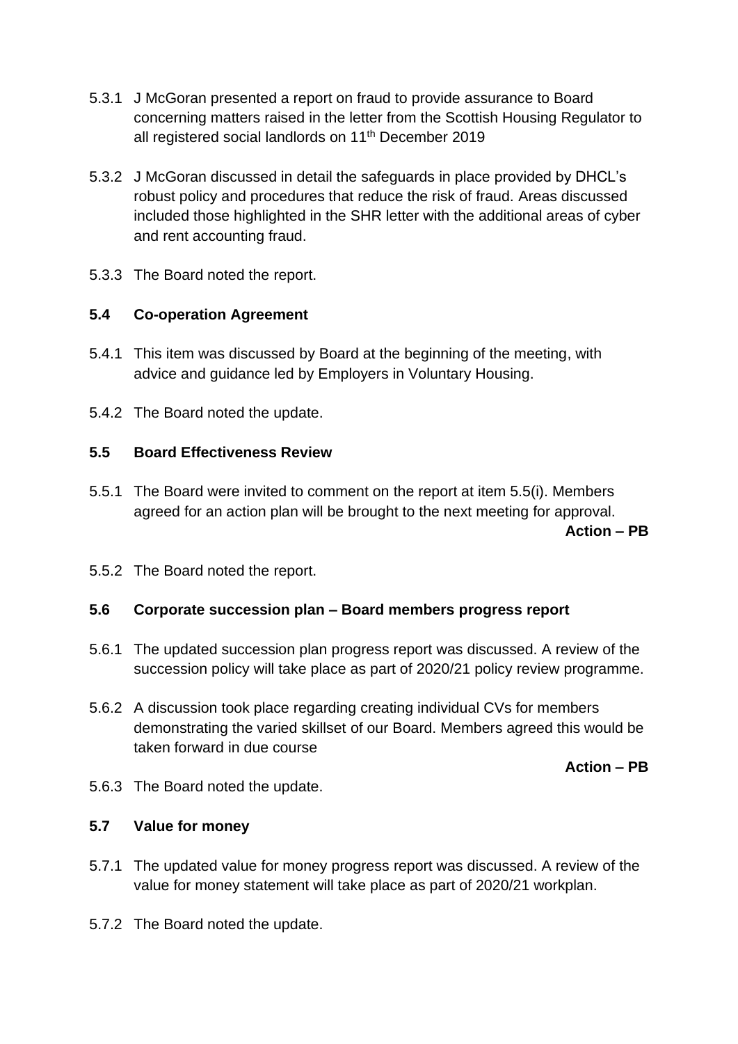5.3.1 J McGoran presented a report on fraud to provide assurance to Board concerning matters raised in the letter from the Scottish Housing Regulator to all registered social landlords on 11th December 2019

5.3.2 J McGoran discussed in detail the safeguards in place provided by DHCL's robust policy and procedures that reduce the risk of fraud. Areas discussed included those highlighted in the SHR letter with the additional areas of cyber and rent accounting fraud.

5.3.3 The Board noted the report.

### 5.4 Co-operation Agreement

5.4.1 This item was discussed by Board at the beginning of the meeting, with advice and guidance led by Employers in Voluntary Housing.

5.4.2 The Board noted the update.

### 5.5 Board Effectiveness Review

5.5.1 The Board were invited to comment on the report at item 5.5(i). Members agreed for an action plan will be brought to the next meeting for approval.

**Action – PB**

5.5.2 The Board noted the report.

### 5.6 Corporate succession plan – Board members progress report

5.6.1 The updated succession plan progress report was discussed. A review of the succession policy will take place as part of 2020/21 policy review programme.

5.6.2 A discussion took place regarding creating individual CVs for members demonstrating the varied skillset of our Board. Members agreed this would be taken forward in due course

**Action – PB**

5.6.3 The Board noted the update.

### 5.7 Value for money

5.7.1 The updated value for money progress report was discussed. A review of the value for money statement will take place as part of 2020/21 workplan.

5.7.2 The Board noted the update.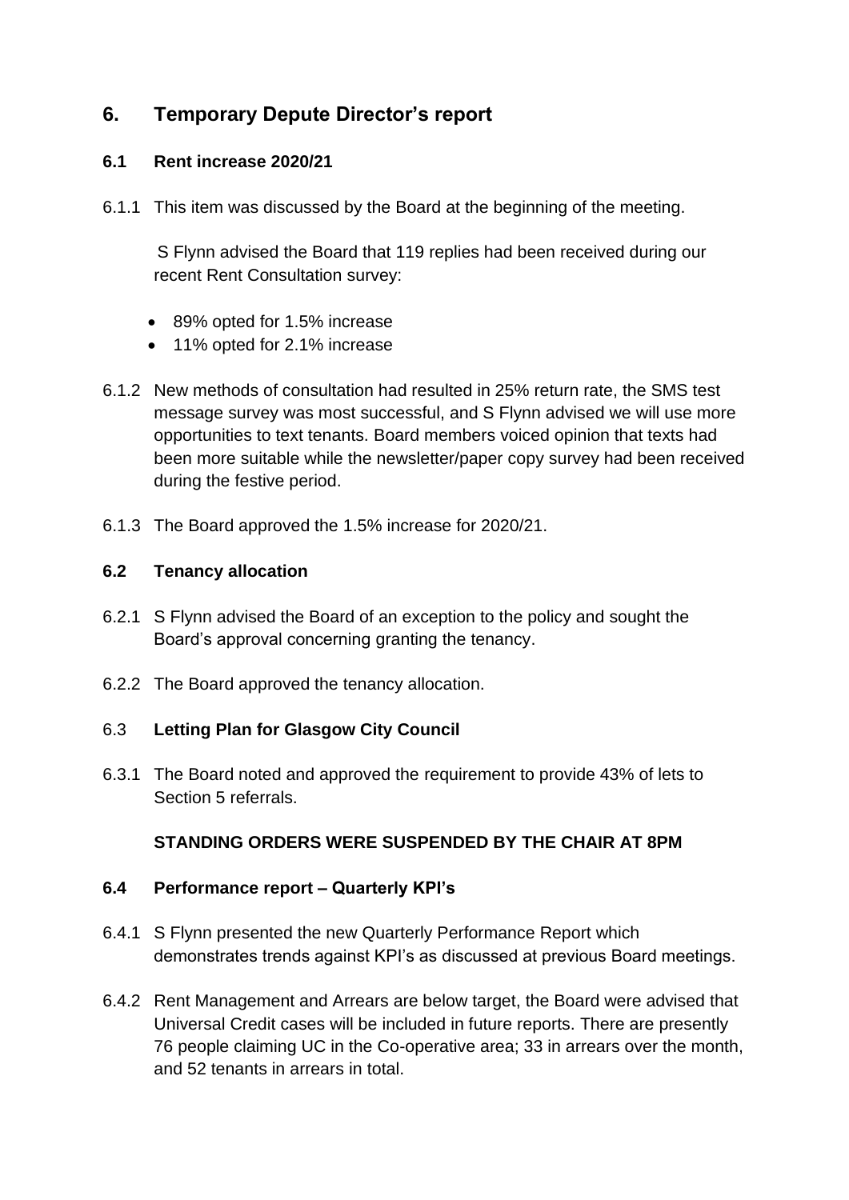## 6. Temporary Depute Director's report

### 6.1 Rent increase 2020/21

6.1.1 This item was discussed by the Board at the beginning of the meeting.

S Flynn advised the Board that 119 replies had been received during our recent Rent Consultation survey:

- 89% opted for 1.5% increase
- 11% opted for 2.1% increase

6.1.2 New methods of consultation had resulted in 25% return rate, the SMS test message survey was most successful, and S Flynn advised we will use more opportunities to text tenants. Board members voiced opinion that texts had been more suitable while the newsletter/paper copy survey had been received during the festive period.

6.1.3 The Board approved the 1.5% increase for 2020/21.

### 6.2 Tenancy allocation

6.2.1 S Flynn advised the Board of an exception to the policy and sought the Board's approval concerning granting the tenancy.

6.2.2 The Board approved the tenancy allocation.

### 6.3 Letting Plan for Glasgow City Council

6.3.1 The Board noted and approved the requirement to provide 43% of lets to Section 5 referrals.

**STANDING ORDERS WERE SUSPENDED BY THE CHAIR AT 8PM**

### 6.4 Performance report – Quarterly KPI's

6.4.1 S Flynn presented the new Quarterly Performance Report which demonstrates trends against KPI's as discussed at previous Board meetings.

6.4.2 Rent Management and Arrears are below target, the Board were advised that Universal Credit cases will be included in future reports. There are presently 76 people claiming UC in the Co-operative area; 33 in arrears over the month, and 52 tenants in arrears in total.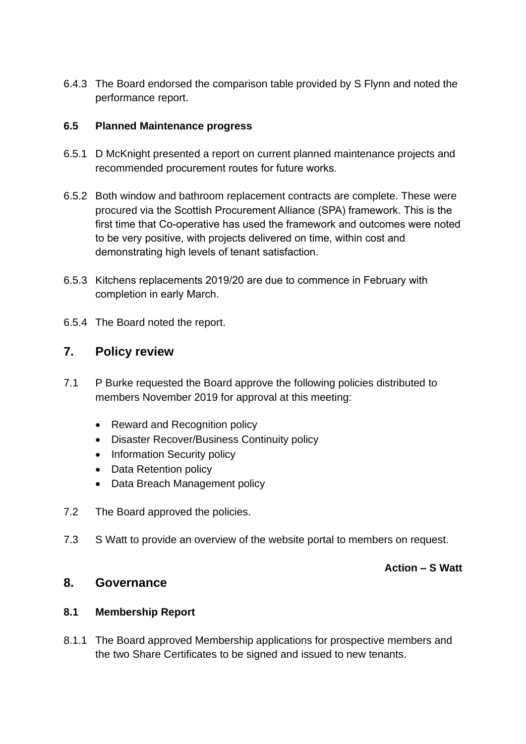6.4.3 The Board endorsed the comparison table provided by S Flynn and noted the performance report.

### 6.5 Planned Maintenance progress

6.5.1 D McKnight presented a report on current planned maintenance projects and recommended procurement routes for future works.

6.5.2 Both window and bathroom replacement contracts are complete. These were procured via the Scottish Procurement Alliance (SPA) framework. This is the first time that Co-operative has used the framework and outcomes were noted to be very positive, with projects delivered on time, within cost and demonstrating high levels of tenant satisfaction.

6.5.3 Kitchens replacements 2019/20 are due to commence in February with completion in early March.

6.5.4 The Board noted the report.

## 7. Policy review

7.1 P Burke requested the Board approve the following policies distributed to members November 2019 for approval at this meeting:

- Reward and Recognition policy
- Disaster Recover/Business Continuity policy
- Information Security policy
- Data Retention policy
- Data Breach Management policy

7.2 The Board approved the policies.

7.3 S Watt to provide an overview of the website portal to members on request.

**Action – S Watt**

## 8. Governance

### 8.1 Membership Report

8.1.1 The Board approved Membership applications for prospective members and the two Share Certificates to be signed and issued to new tenants.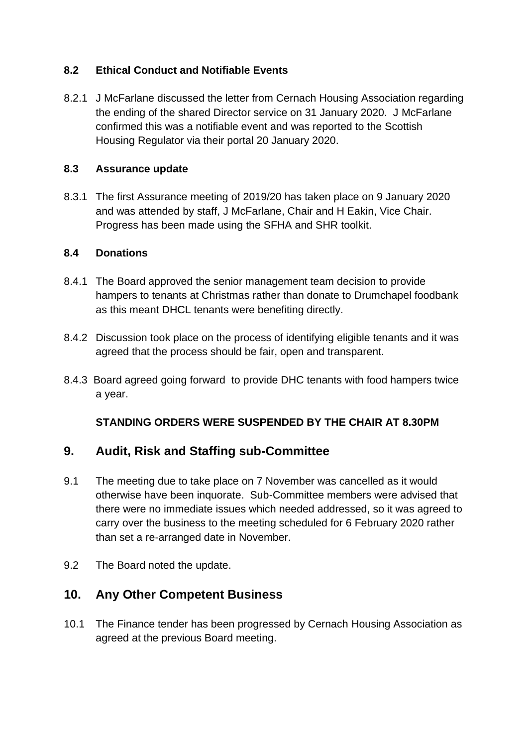### 8.2 Ethical Conduct and Notifiable Events

8.2.1 J McFarlane discussed the letter from Cernach Housing Association regarding the ending of the shared Director service on 31 January 2020. J McFarlane confirmed this was a notifiable event and was reported to the Scottish Housing Regulator via their portal 20 January 2020.

### 8.3 Assurance update

8.3.1 The first Assurance meeting of 2019/20 has taken place on 9 January 2020 and was attended by staff, J McFarlane, Chair and H Eakin, Vice Chair. Progress has been made using the SFHA and SHR toolkit.

### 8.4 Donations

8.4.1 The Board approved the senior management team decision to provide hampers to tenants at Christmas rather than donate to Drumchapel foodbank as this meant DHCL tenants were benefiting directly.

8.4.2 Discussion took place on the process of identifying eligible tenants and it was agreed that the process should be fair, open and transparent.

8.4.3 Board agreed going forward to provide DHC tenants with food hampers twice a year.

**STANDING ORDERS WERE SUSPENDED BY THE CHAIR AT 8.30PM**

## 9. Audit, Risk and Staffing sub-Committee

9.1 The meeting due to take place on 7 November was cancelled as it would otherwise have been inquorate. Sub-Committee members were advised that there were no immediate issues which needed addressed, so it was agreed to carry over the business to the meeting scheduled for 6 February 2020 rather than set a re-arranged date in November.

9.2 The Board noted the update.

## 10. Any Other Competent Business

10.1 The Finance tender has been progressed by Cernach Housing Association as agreed at the previous Board meeting.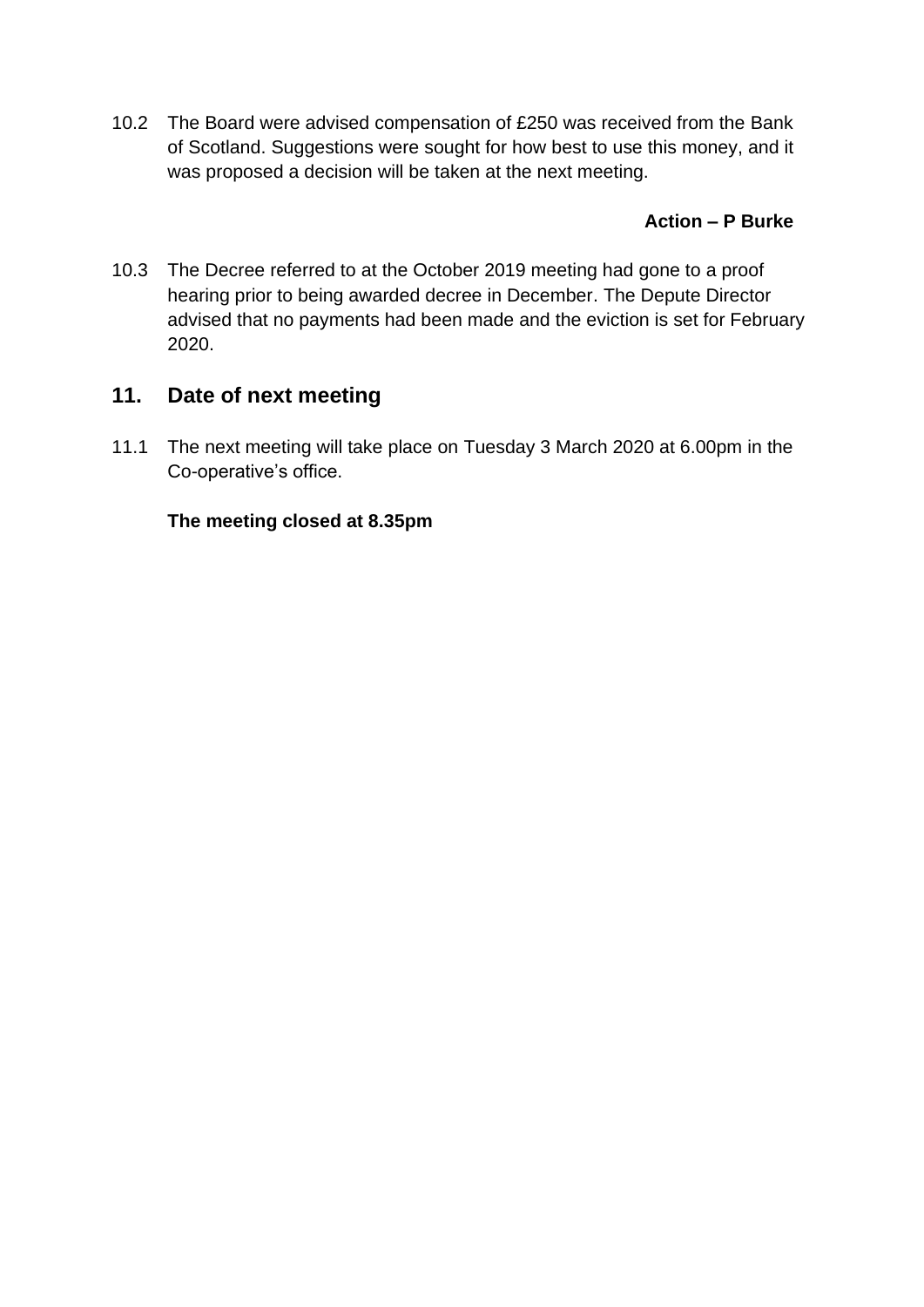10.2 The Board were advised compensation of £250 was received from the Bank of Scotland. Suggestions were sought for how best to use this money, and it was proposed a decision will be taken at the next meeting.

**Action – P Burke**

10.3 The Decree referred to at the October 2019 meeting had gone to a proof hearing prior to being awarded decree in December. The Depute Director advised that no payments had been made and the eviction is set for February 2020.

## 11. Date of next meeting

11.1 The next meeting will take place on Tuesday 3 March 2020 at 6.00pm in the Co-operative's office.

**The meeting closed at 8.35pm**